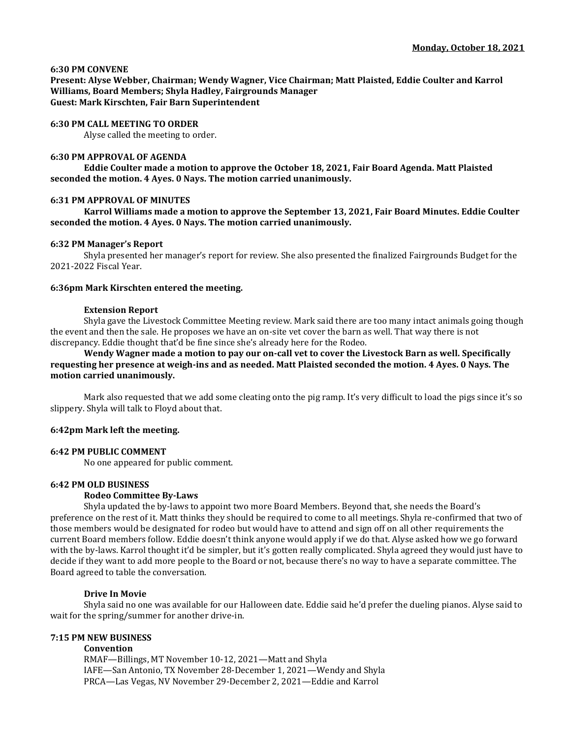**Monday, October 18, 2021**

**6:30 PM CONVENE**
**Present: Alyse Webber, Chairman; Wendy Wagner, Vice Chairman; Matt Plaisted, Eddie Coulter and Karrol Williams, Board Members; Shyla Hadley, Fairgrounds Manager**
**Guest: Mark Kirschten, Fair Barn Superintendent**

**6:30 PM CALL MEETING TO ORDER**

Alyse called the meeting to order.

**6:30 PM APPROVAL OF AGENDA**

**Eddie Coulter made a motion to approve the October 18, 2021, Fair Board Agenda. Matt Plaisted seconded the motion. 4 Ayes. 0 Nays. The motion carried unanimously.**

**6:31 PM APPROVAL OF MINUTES**

**Karrol Williams made a motion to approve the September 13, 2021, Fair Board Minutes. Eddie Coulter seconded the motion. 4 Ayes. 0 Nays. The motion carried unanimously.**

**6:32 PM Manager's Report**

Shyla presented her manager's report for review. She also presented the finalized Fairgrounds Budget for the 2021-2022 Fiscal Year.

**6:36pm Mark Kirschten entered the meeting.**

**Extension Report**

Shyla gave the Livestock Committee Meeting review. Mark said there are too many intact animals going though the event and then the sale. He proposes we have an on-site vet cover the barn as well. That way there is not discrepancy. Eddie thought that'd be fine since she's already here for the Rodeo.

**Wendy Wagner made a motion to pay our on-call vet to cover the Livestock Barn as well. Specifically requesting her presence at weigh-ins and as needed. Matt Plaisted seconded the motion. 4 Ayes. 0 Nays. The motion carried unanimously.**

Mark also requested that we add some cleating onto the pig ramp. It's very difficult to load the pigs since it's so slippery. Shyla will talk to Floyd about that.

**6:42pm Mark left the meeting.**

**6:42 PM PUBLIC COMMENT**

No one appeared for public comment.

**6:42 PM OLD BUSINESS**

**Rodeo Committee By-Laws**

Shyla updated the by-laws to appoint two more Board Members. Beyond that, she needs the Board's preference on the rest of it. Matt thinks they should be required to come to all meetings. Shyla re-confirmed that two of those members would be designated for rodeo but would have to attend and sign off on all other requirements the current Board members follow. Eddie doesn't think anyone would apply if we do that. Alyse asked how we go forward with the by-laws. Karrol thought it'd be simpler, but it's gotten really complicated. Shyla agreed they would just have to decide if they want to add more people to the Board or not, because there's no way to have a separate committee. The Board agreed to table the conversation.

**Drive In Movie**

Shyla said no one was available for our Halloween date. Eddie said he'd prefer the dueling pianos. Alyse said to wait for the spring/summer for another drive-in.

**7:15 PM NEW BUSINESS**

**Convention**

RMAF—Billings, MT November 10-12, 2021—Matt and Shyla
IAFE—San Antonio, TX November 28-December 1, 2021—Wendy and Shyla
PRCA—Las Vegas, NV November 29-December 2, 2021—Eddie and Karrol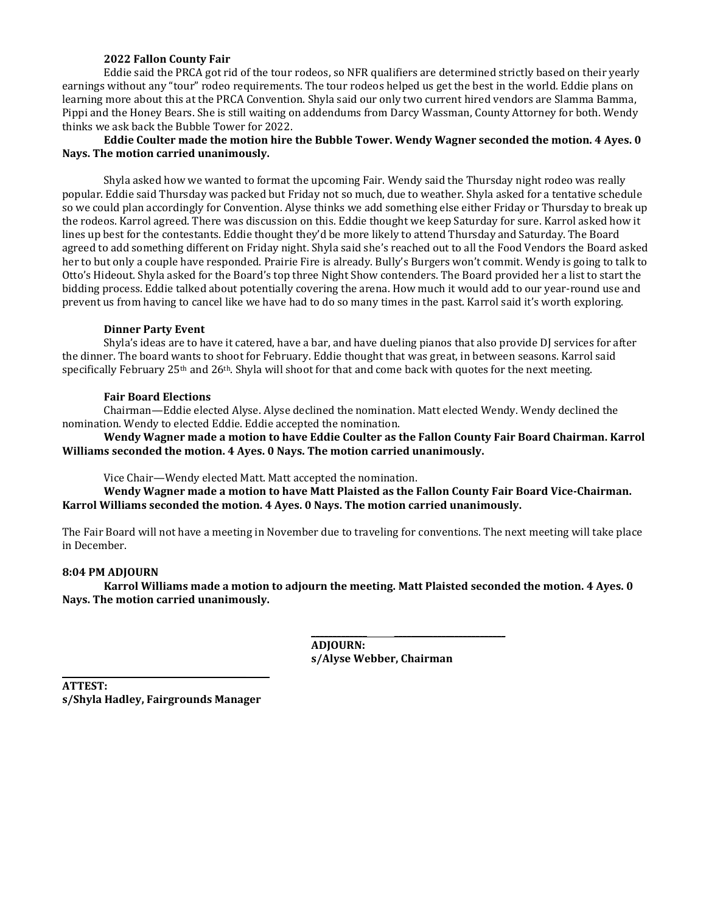### 2022 Fallon County Fair

Eddie said the PRCA got rid of the tour rodeos, so NFR qualifiers are determined strictly based on their yearly earnings without any "tour" rodeo requirements. The tour rodeos helped us get the best in the world. Eddie plans on learning more about this at the PRCA Convention. Shyla said our only two current hired vendors are Slamma Bamma, Pippi and the Honey Bears. She is still waiting on addendums from Darcy Wassman, County Attorney for both. Wendy thinks we ask back the Bubble Tower for 2022.

**Eddie Coulter made the motion hire the Bubble Tower. Wendy Wagner seconded the motion. 4 Ayes. 0 Nays. The motion carried unanimously.**

Shyla asked how we wanted to format the upcoming Fair. Wendy said the Thursday night rodeo was really popular. Eddie said Thursday was packed but Friday not so much, due to weather. Shyla asked for a tentative schedule so we could plan accordingly for Convention. Alyse thinks we add something else either Friday or Thursday to break up the rodeos. Karrol agreed. There was discussion on this. Eddie thought we keep Saturday for sure. Karrol asked how it lines up best for the contestants. Eddie thought they'd be more likely to attend Thursday and Saturday. The Board agreed to add something different on Friday night. Shyla said she's reached out to all the Food Vendors the Board asked her to but only a couple have responded. Prairie Fire is already. Bully's Burgers won't commit. Wendy is going to talk to Otto's Hideout. Shyla asked for the Board's top three Night Show contenders. The Board provided her a list to start the bidding process. Eddie talked about potentially covering the arena. How much it would add to our year-round use and prevent us from having to cancel like we have had to do so many times in the past. Karrol said it's worth exploring.

### Dinner Party Event

Shyla's ideas are to have it catered, have a bar, and have dueling pianos that also provide DJ services for after the dinner. The board wants to shoot for February. Eddie thought that was great, in between seasons. Karrol said specifically February 25th and 26th. Shyla will shoot for that and come back with quotes for the next meeting.

### Fair Board Elections

Chairman—Eddie elected Alyse. Alyse declined the nomination. Matt elected Wendy. Wendy declined the nomination. Wendy to elected Eddie. Eddie accepted the nomination.

**Wendy Wagner made a motion to have Eddie Coulter as the Fallon County Fair Board Chairman. Karrol Williams seconded the motion. 4 Ayes. 0 Nays. The motion carried unanimously.**

Vice Chair—Wendy elected Matt. Matt accepted the nomination.

**Wendy Wagner made a motion to have Matt Plaisted as the Fallon County Fair Board Vice-Chairman. Karrol Williams seconded the motion. 4 Ayes. 0 Nays. The motion carried unanimously.**

The Fair Board will not have a meeting in November due to traveling for conventions. The next meeting will take place in December.

### 8:04 PM ADJOURN

**Karrol Williams made a motion to adjourn the meeting. Matt Plaisted seconded the motion. 4 Ayes. 0 Nays. The motion carried unanimously.**

______________________________

**ADJOURN:**
**s/Alyse Webber, Chairman**

______________________________

**ATTEST:**
**s/Shyla Hadley, Fairgrounds Manager**